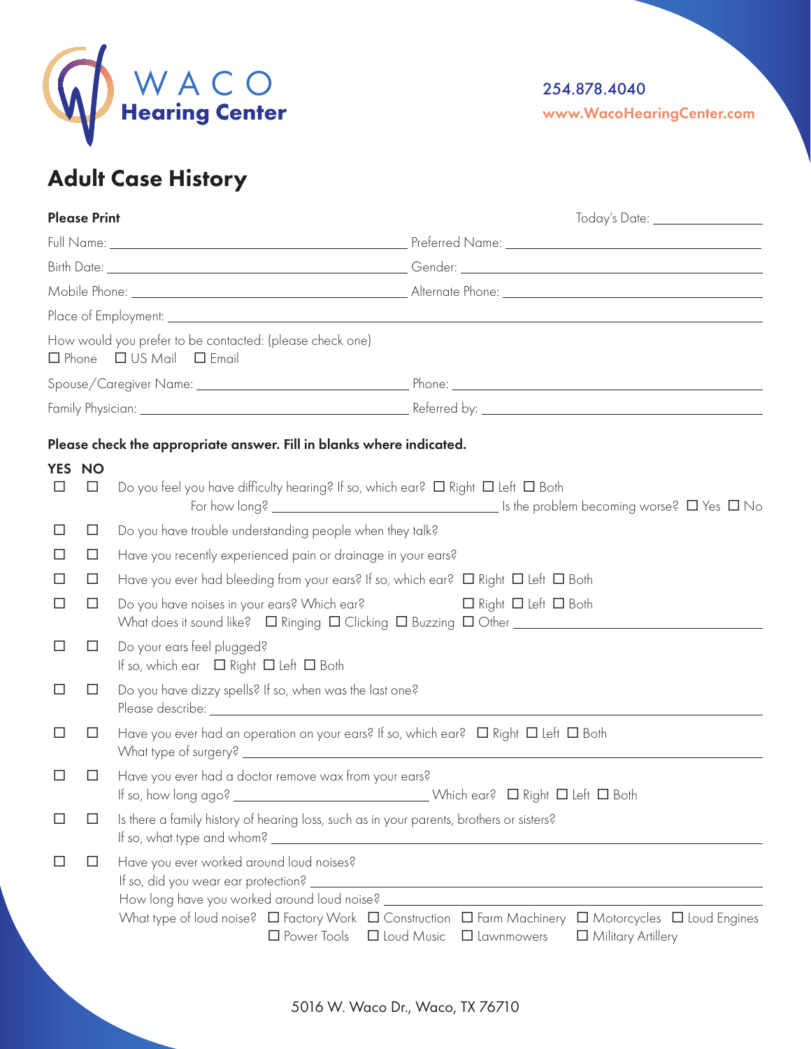WACO **Hearing Center**

254.878.4040
www.WacoHearingCenter.com

# Adult Case History

**Please Print** Today's Date: ______________

Full Name: ______________ Preferred Name: ______________

Birth Date: ______________ Gender: ______________

Mobile Phone: ______________ Alternate Phone: ______________

Place of Employment: ______________

How would you prefer to be contacted: (please check one)
☐ Phone ☐ US Mail ☐ Email

Spouse/Caregiver Name: ______________ Phone: ______________

Family Physician: ______________ Referred by: ______________

**Please check the appropriate answer. Fill in blanks where indicated.**

| YES | NO | |
|---|---|---|
| ☐ | ☐ | Do you feel you have difficulty hearing? If so, which ear? ☐ Right ☐ Left ☐ Both<br>For how long? ______________ Is the problem becoming worse? ☐ Yes ☐ No |
| ☐ | ☐ | Do you have trouble understanding people when they talk? |
| ☐ | ☐ | Have you recently experienced pain or drainage in your ears? |
| ☐ | ☐ | Have you ever had bleeding from your ears? If so, which ear? ☐ Right ☐ Left ☐ Both |
| ☐ | ☐ | Do you have noises in your ears? Which ear? ☐ Right ☐ Left ☐ Both<br>What does it sound like? ☐ Ringing ☐ Clicking ☐ Buzzing ☐ Other ______________ |
| ☐ | ☐ | Do your ears feel plugged?<br>If so, which ear ☐ Right ☐ Left ☐ Both |
| ☐ | ☐ | Do you have dizzy spells? If so, when was the last one?<br>Please describe: ______________ |
| ☐ | ☐ | Have you ever had an operation on your ears? If so, which ear? ☐ Right ☐ Left ☐ Both<br>What type of surgery? ______________ |
| ☐ | ☐ | Have you ever had a doctor remove wax from your ears?<br>If so, how long ago? ______________ Which ear? ☐ Right ☐ Left ☐ Both |
| ☐ | ☐ | Is there a family history of hearing loss, such as in your parents, brothers or sisters?<br>If so, what type and whom? ______________ |
| ☐ | ☐ | Have you ever worked around loud noises?<br>If so, did you wear ear protection? ______________<br>How long have you worked around loud noise? ______________<br>What type of loud noise? ☐ Factory Work ☐ Construction ☐ Farm Machinery ☐ Motorcycles ☐ Loud Engines ☐ Power Tools ☐ Loud Music ☐ Lawnmowers ☐ Military Artillery |

5016 W. Waco Dr., Waco, TX 76710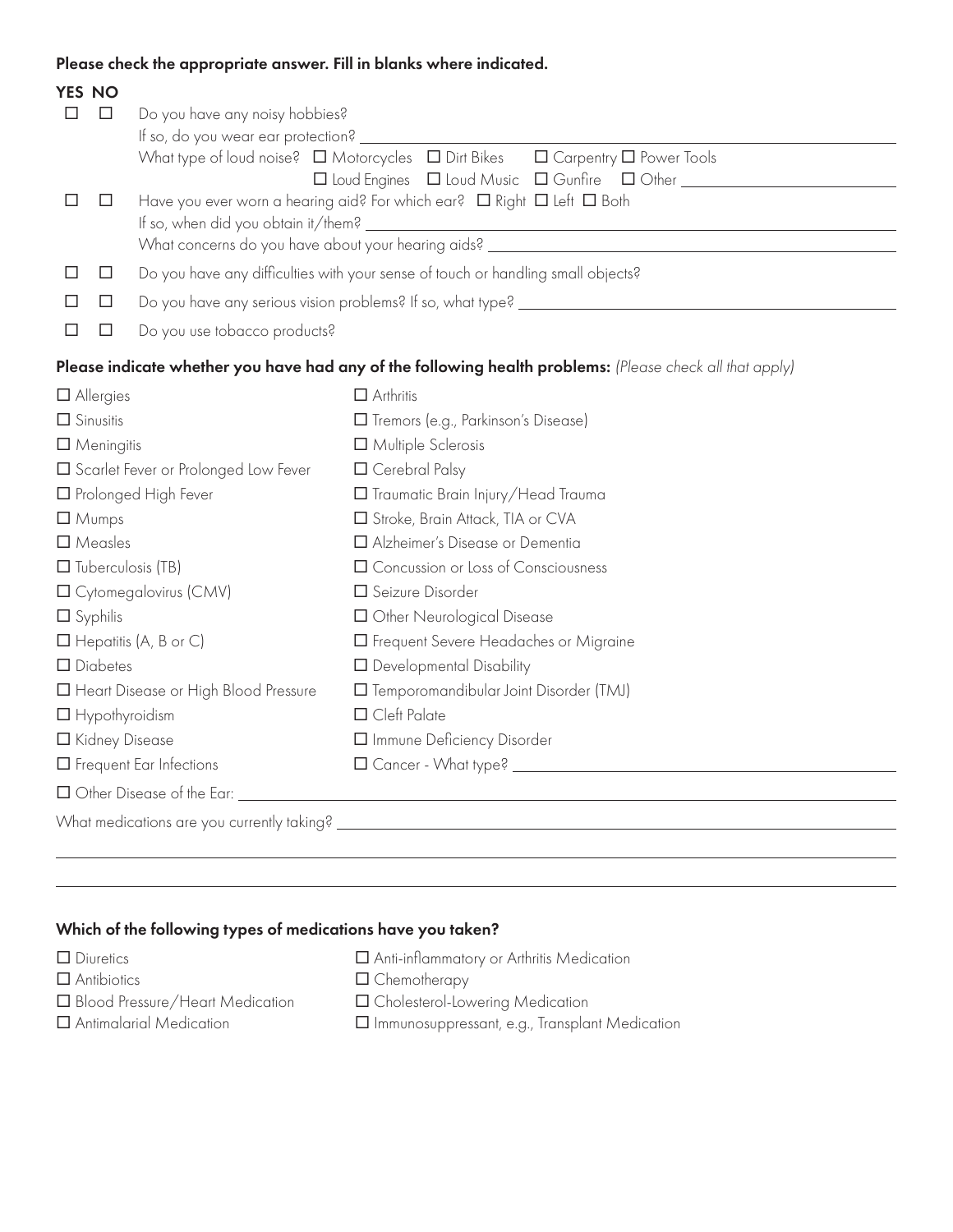**Please check the appropriate answer. Fill in blanks where indicated.**

| YES | NO | |
|---|---|---|
| ☐ | ☐ | Do you have any noisy hobbies?<br>If so, do you wear ear protection? ________<br>What type of loud noise? ☐ Motorcycles ☐ Dirt Bikes ☐ Carpentry ☐ Power Tools ☐ Loud Engines ☐ Loud Music ☐ Gunfire ☐ Other ________ |
| ☐ | ☐ | Have you ever worn a hearing aid? For which ear? ☐ Right ☐ Left ☐ Both<br>If so, when did you obtain it/them? ________<br>What concerns do you have about your hearing aids? ________ |
| ☐ | ☐ | Do you have any difficulties with your sense of touch or handling small objects? |
| ☐ | ☐ | Do you have any serious vision problems? If so, what type? ________ |
| ☐ | ☐ | Do you use tobacco products? |

**Please indicate whether you have had any of the following health problems:** *(Please check all that apply)*

- ☐ Allergies
- ☐ Sinusitis
- ☐ Meningitis
- ☐ Scarlet Fever or Prolonged Low Fever
- ☐ Prolonged High Fever
- ☐ Mumps
- ☐ Measles
- ☐ Tuberculosis (TB)
- ☐ Cytomegalovirus (CMV)
- ☐ Syphilis
- ☐ Hepatitis (A, B or C)
- ☐ Diabetes
- ☐ Heart Disease or High Blood Pressure
- ☐ Hypothyroidism
- ☐ Kidney Disease
- ☐ Frequent Ear Infections
- ☐ Arthritis
- ☐ Tremors (e.g., Parkinson's Disease)
- ☐ Multiple Sclerosis
- ☐ Cerebral Palsy
- ☐ Traumatic Brain Injury/Head Trauma
- ☐ Stroke, Brain Attack, TIA or CVA
- ☐ Alzheimer's Disease or Dementia
- ☐ Concussion or Loss of Consciousness
- ☐ Seizure Disorder
- ☐ Other Neurological Disease
- ☐ Frequent Severe Headaches or Migraine
- ☐ Developmental Disability
- ☐ Temporomandibular Joint Disorder (TMJ)
- ☐ Cleft Palate
- ☐ Immune Deficiency Disorder
- ☐ Cancer - What type? ________

☐ Other Disease of the Ear: ________

What medications are you currently taking? ________

________

________

**Which of the following types of medications have you taken?**

- ☐ Diuretics
- ☐ Antibiotics
- ☐ Blood Pressure/Heart Medication
- ☐ Antimalarial Medication
- ☐ Anti-inflammatory or Arthritis Medication
- ☐ Chemotherapy
- ☐ Cholesterol-Lowering Medication
- ☐ Immunosuppressant, e.g., Transplant Medication